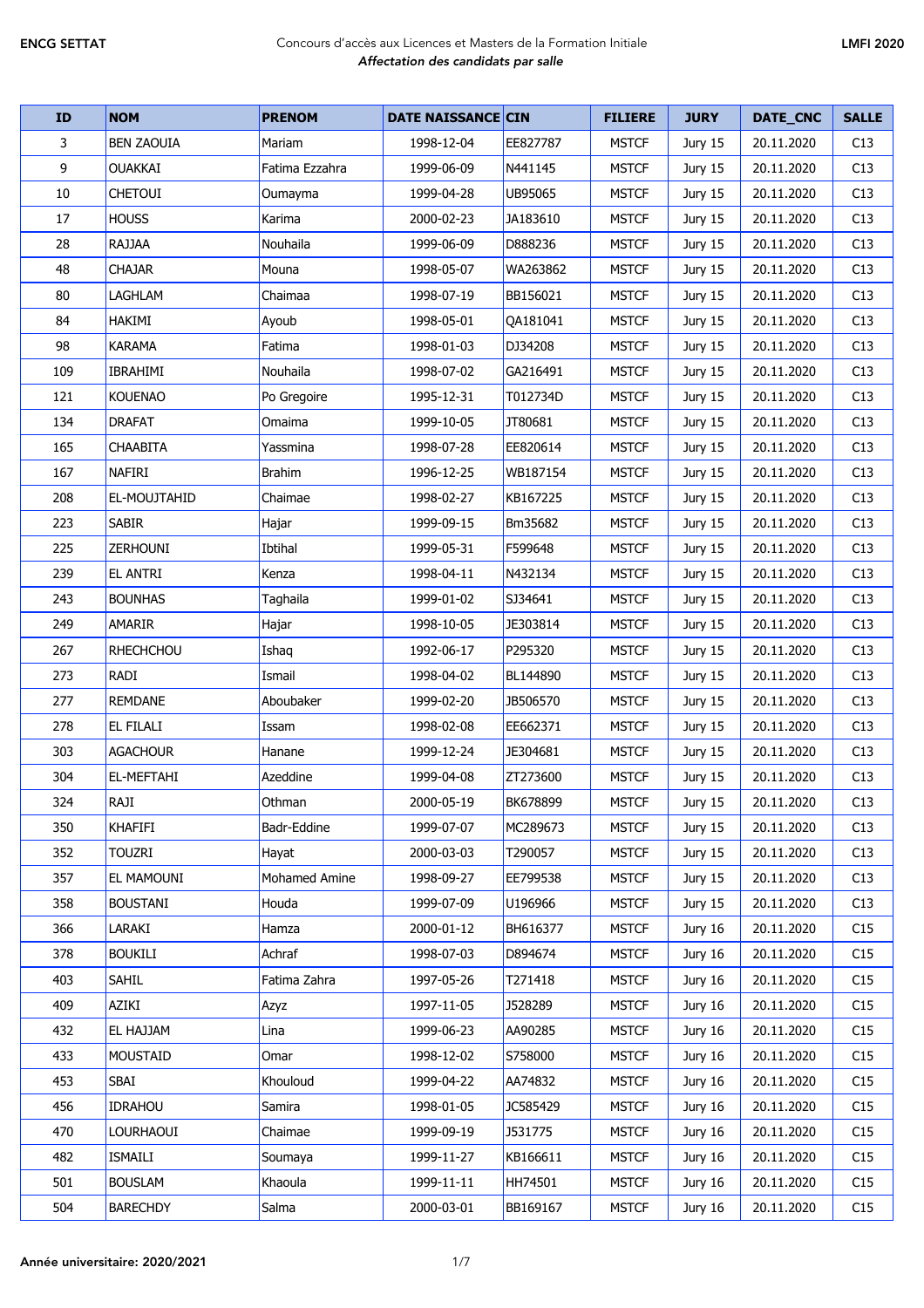Concours d'accès aux Licences et Masters de la Formation Initiale
*Affectation des candidats par salle*

| ID | NOM | PRENOM | DATE NAISSANCE | CIN | FILIERE | JURY | DATE_CNC | SALLE |
|---|---|---|---|---|---|---|---|---|
| 3 | BEN ZAOUIA | Mariam | 1998-12-04 | EE827787 | MSTCF | Jury 15 | 20.11.2020 | C13 |
| 9 | OUAKKAI | Fatima Ezzahra | 1999-06-09 | N441145 | MSTCF | Jury 15 | 20.11.2020 | C13 |
| 10 | CHETOUI | Oumayma | 1999-04-28 | UB95065 | MSTCF | Jury 15 | 20.11.2020 | C13 |
| 17 | HOUSS | Karima | 2000-02-23 | JA183610 | MSTCF | Jury 15 | 20.11.2020 | C13 |
| 28 | RAJJAA | Nouhaila | 1999-06-09 | D888236 | MSTCF | Jury 15 | 20.11.2020 | C13 |
| 48 | CHAJAR | Mouna | 1998-05-07 | WA263862 | MSTCF | Jury 15 | 20.11.2020 | C13 |
| 80 | LAGHLAM | Chaimaa | 1998-07-19 | BB156021 | MSTCF | Jury 15 | 20.11.2020 | C13 |
| 84 | HAKIMI | Ayoub | 1998-05-01 | QA181041 | MSTCF | Jury 15 | 20.11.2020 | C13 |
| 98 | KARAMA | Fatima | 1998-01-03 | DJ34208 | MSTCF | Jury 15 | 20.11.2020 | C13 |
| 109 | IBRAHIMI | Nouhaila | 1998-07-02 | GA216491 | MSTCF | Jury 15 | 20.11.2020 | C13 |
| 121 | KOUENAO | Po Gregoire | 1995-12-31 | T012734D | MSTCF | Jury 15 | 20.11.2020 | C13 |
| 134 | DRAFAT | Omaima | 1999-10-05 | JT80681 | MSTCF | Jury 15 | 20.11.2020 | C13 |
| 165 | CHAABITA | Yassmina | 1998-07-28 | EE820614 | MSTCF | Jury 15 | 20.11.2020 | C13 |
| 167 | NAFIRI | Brahim | 1996-12-25 | WB187154 | MSTCF | Jury 15 | 20.11.2020 | C13 |
| 208 | EL-MOUJTAHID | Chaimae | 1998-02-27 | KB167225 | MSTCF | Jury 15 | 20.11.2020 | C13 |
| 223 | SABIR | Hajar | 1999-09-15 | Bm35682 | MSTCF | Jury 15 | 20.11.2020 | C13 |
| 225 | ZERHOUNI | Ibtihal | 1999-05-31 | F599648 | MSTCF | Jury 15 | 20.11.2020 | C13 |
| 239 | EL ANTRI | Kenza | 1998-04-11 | N432134 | MSTCF | Jury 15 | 20.11.2020 | C13 |
| 243 | BOUNHAS | Taghaila | 1999-01-02 | SJ34641 | MSTCF | Jury 15 | 20.11.2020 | C13 |
| 249 | AMARIR | Hajar | 1998-10-05 | JE303814 | MSTCF | Jury 15 | 20.11.2020 | C13 |
| 267 | RHECHCHOU | Ishaq | 1992-06-17 | P295320 | MSTCF | Jury 15 | 20.11.2020 | C13 |
| 273 | RADI | Ismail | 1998-04-02 | BL144890 | MSTCF | Jury 15 | 20.11.2020 | C13 |
| 277 | REMDANE | Aboubaker | 1999-02-20 | JB506570 | MSTCF | Jury 15 | 20.11.2020 | C13 |
| 278 | EL FILALI | Issam | 1998-02-08 | EE662371 | MSTCF | Jury 15 | 20.11.2020 | C13 |
| 303 | AGACHOUR | Hanane | 1999-12-24 | JE304681 | MSTCF | Jury 15 | 20.11.2020 | C13 |
| 304 | EL-MEFTAHI | Azeddine | 1999-04-08 | ZT273600 | MSTCF | Jury 15 | 20.11.2020 | C13 |
| 324 | RAJI | Othman | 2000-05-19 | BK678899 | MSTCF | Jury 15 | 20.11.2020 | C13 |
| 350 | KHAFIFI | Badr-Eddine | 1999-07-07 | MC289673 | MSTCF | Jury 15 | 20.11.2020 | C13 |
| 352 | TOUZRI | Hayat | 2000-03-03 | T290057 | MSTCF | Jury 15 | 20.11.2020 | C13 |
| 357 | EL MAMOUNI | Mohamed Amine | 1998-09-27 | EE799538 | MSTCF | Jury 15 | 20.11.2020 | C13 |
| 358 | BOUSTANI | Houda | 1999-07-09 | U196966 | MSTCF | Jury 15 | 20.11.2020 | C13 |
| 366 | LARAKI | Hamza | 2000-01-12 | BH616377 | MSTCF | Jury 16 | 20.11.2020 | C15 |
| 378 | BOUKILI | Achraf | 1998-07-03 | D894674 | MSTCF | Jury 16 | 20.11.2020 | C15 |
| 403 | SAHIL | Fatima Zahra | 1997-05-26 | T271418 | MSTCF | Jury 16 | 20.11.2020 | C15 |
| 409 | AZIKI | Azyz | 1997-11-05 | J528289 | MSTCF | Jury 16 | 20.11.2020 | C15 |
| 432 | EL HAJJAM | Lina | 1999-06-23 | AA90285 | MSTCF | Jury 16 | 20.11.2020 | C15 |
| 433 | MOUSTAID | Omar | 1998-12-02 | S758000 | MSTCF | Jury 16 | 20.11.2020 | C15 |
| 453 | SBAI | Khouloud | 1999-04-22 | AA74832 | MSTCF | Jury 16 | 20.11.2020 | C15 |
| 456 | IDRAHOU | Samira | 1998-01-05 | JC585429 | MSTCF | Jury 16 | 20.11.2020 | C15 |
| 470 | LOURHAOUI | Chaimae | 1999-09-19 | J531775 | MSTCF | Jury 16 | 20.11.2020 | C15 |
| 482 | ISMAILI | Soumaya | 1999-11-27 | KB166611 | MSTCF | Jury 16 | 20.11.2020 | C15 |
| 501 | BOUSLAM | Khaoula | 1999-11-11 | HH74501 | MSTCF | Jury 16 | 20.11.2020 | C15 |
| 504 | BARECHDY | Salma | 2000-03-01 | BB169167 | MSTCF | Jury 16 | 20.11.2020 | C15 |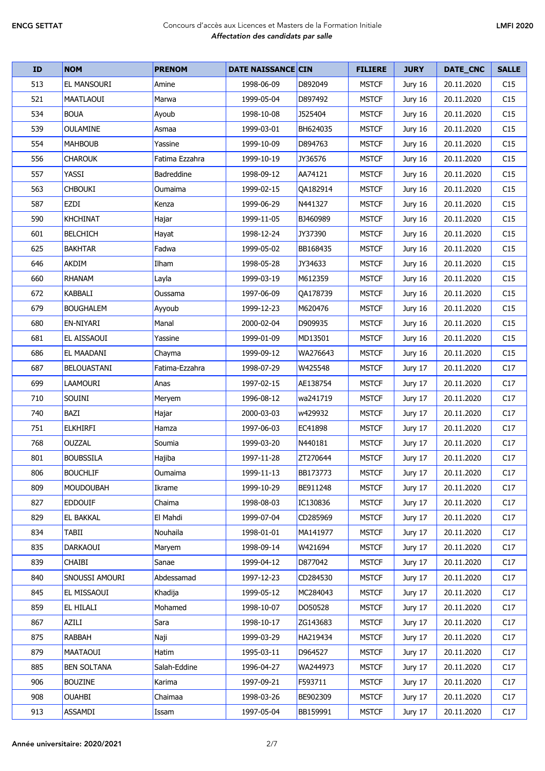| ID | NOM | PRENOM | DATE NAISSANCE | CIN | FILIERE | JURY | DATE_CNC | SALLE |
|---|---|---|---|---|---|---|---|---|
| 513 | EL MANSOURI | Amine | 1998-06-09 | D892049 | MSTCF | Jury 16 | 20.11.2020 | C15 |
| 521 | MAATLAOUI | Marwa | 1999-05-04 | D897492 | MSTCF | Jury 16 | 20.11.2020 | C15 |
| 534 | BOUA | Ayoub | 1998-10-08 | J525404 | MSTCF | Jury 16 | 20.11.2020 | C15 |
| 539 | OULAMINE | Asmaa | 1999-03-01 | BH624035 | MSTCF | Jury 16 | 20.11.2020 | C15 |
| 554 | MAHBOUB | Yassine | 1999-10-09 | D894763 | MSTCF | Jury 16 | 20.11.2020 | C15 |
| 556 | CHAROUK | Fatima Ezzahra | 1999-10-19 | JY36576 | MSTCF | Jury 16 | 20.11.2020 | C15 |
| 557 | YASSI | Badreddine | 1998-09-12 | AA74121 | MSTCF | Jury 16 | 20.11.2020 | C15 |
| 563 | CHBOUKI | Oumaima | 1999-02-15 | QA182914 | MSTCF | Jury 16 | 20.11.2020 | C15 |
| 587 | EZDI | Kenza | 1999-06-29 | N441327 | MSTCF | Jury 16 | 20.11.2020 | C15 |
| 590 | KHCHINAT | Hajar | 1999-11-05 | BJ460989 | MSTCF | Jury 16 | 20.11.2020 | C15 |
| 601 | BELCHICH | Hayat | 1998-12-24 | JY37390 | MSTCF | Jury 16 | 20.11.2020 | C15 |
| 625 | BAKHTAR | Fadwa | 1999-05-02 | BB168435 | MSTCF | Jury 16 | 20.11.2020 | C15 |
| 646 | AKDIM | Ilham | 1998-05-28 | JY34633 | MSTCF | Jury 16 | 20.11.2020 | C15 |
| 660 | RHANAM | Layla | 1999-03-19 | M612359 | MSTCF | Jury 16 | 20.11.2020 | C15 |
| 672 | KABBALI | Oussama | 1997-06-09 | QA178739 | MSTCF | Jury 16 | 20.11.2020 | C15 |
| 679 | BOUGHALEM | Ayyoub | 1999-12-23 | M620476 | MSTCF | Jury 16 | 20.11.2020 | C15 |
| 680 | EN-NIYARI | Manal | 2000-02-04 | D909935 | MSTCF | Jury 16 | 20.11.2020 | C15 |
| 681 | EL AISSAOUI | Yassine | 1999-01-09 | MD13501 | MSTCF | Jury 16 | 20.11.2020 | C15 |
| 686 | EL MAADANI | Chayma | 1999-09-12 | WA276643 | MSTCF | Jury 16 | 20.11.2020 | C15 |
| 687 | BELOUASTANI | Fatima-Ezzahra | 1998-07-29 | W425548 | MSTCF | Jury 17 | 20.11.2020 | C17 |
| 699 | LAAMOURI | Anas | 1997-02-15 | AE138754 | MSTCF | Jury 17 | 20.11.2020 | C17 |
| 710 | SOUINI | Meryem | 1996-08-12 | wa241719 | MSTCF | Jury 17 | 20.11.2020 | C17 |
| 740 | BAZI | Hajar | 2000-03-03 | w429932 | MSTCF | Jury 17 | 20.11.2020 | C17 |
| 751 | ELKHIRFI | Hamza | 1997-06-03 | EC41898 | MSTCF | Jury 17 | 20.11.2020 | C17 |
| 768 | OUZZAL | Soumia | 1999-03-20 | N440181 | MSTCF | Jury 17 | 20.11.2020 | C17 |
| 801 | BOUBSSILA | Hajiba | 1997-11-28 | ZT270644 | MSTCF | Jury 17 | 20.11.2020 | C17 |
| 806 | BOUCHLIF | Oumaima | 1999-11-13 | BB173773 | MSTCF | Jury 17 | 20.11.2020 | C17 |
| 809 | MOUDOUBAH | Ikrame | 1999-10-29 | BE911248 | MSTCF | Jury 17 | 20.11.2020 | C17 |
| 827 | EDDOUIF | Chaima | 1998-08-03 | IC130836 | MSTCF | Jury 17 | 20.11.2020 | C17 |
| 829 | EL BAKKAL | El Mahdi | 1999-07-04 | CD285969 | MSTCF | Jury 17 | 20.11.2020 | C17 |
| 834 | TABII | Nouhaila | 1998-01-01 | MA141977 | MSTCF | Jury 17 | 20.11.2020 | C17 |
| 835 | DARKAOUI | Maryem | 1998-09-14 | W421694 | MSTCF | Jury 17 | 20.11.2020 | C17 |
| 839 | CHAIBI | Sanae | 1999-04-12 | D877042 | MSTCF | Jury 17 | 20.11.2020 | C17 |
| 840 | SNOUSSI AMOURI | Abdessamad | 1997-12-23 | CD284530 | MSTCF | Jury 17 | 20.11.2020 | C17 |
| 845 | EL MISSAOUI | Khadija | 1999-05-12 | MC284043 | MSTCF | Jury 17 | 20.11.2020 | C17 |
| 859 | EL HILALI | Mohamed | 1998-10-07 | DO50528 | MSTCF | Jury 17 | 20.11.2020 | C17 |
| 867 | AZILI | Sara | 1998-10-17 | ZG143683 | MSTCF | Jury 17 | 20.11.2020 | C17 |
| 875 | RABBAH | Naji | 1999-03-29 | HA219434 | MSTCF | Jury 17 | 20.11.2020 | C17 |
| 879 | MAATAOUI | Hatim | 1995-03-11 | D964527 | MSTCF | Jury 17 | 20.11.2020 | C17 |
| 885 | BEN SOLTANA | Salah-Eddine | 1996-04-27 | WA244973 | MSTCF | Jury 17 | 20.11.2020 | C17 |
| 906 | BOUZINE | Karima | 1997-09-21 | F593711 | MSTCF | Jury 17 | 20.11.2020 | C17 |
| 908 | OUAHBI | Chaimaa | 1998-03-26 | BE902309 | MSTCF | Jury 17 | 20.11.2020 | C17 |
| 913 | ASSAMDI | Issam | 1997-05-04 | BB159991 | MSTCF | Jury 17 | 20.11.2020 | C17 |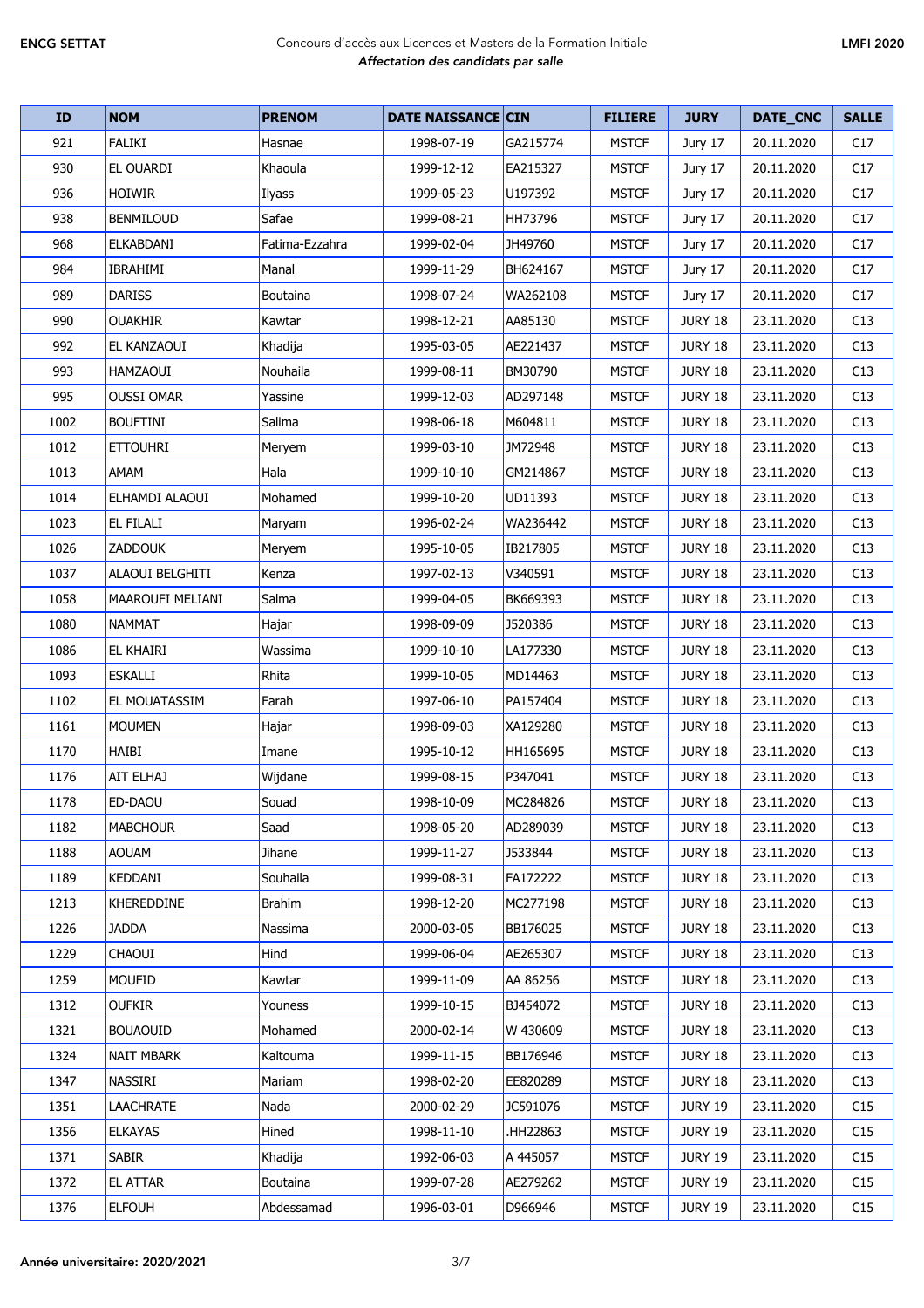| ID | NOM | PRENOM | DATE NAISSANCE | CIN | FILIERE | JURY | DATE_CNC | SALLE |
|---|---|---|---|---|---|---|---|---|
| 921 | FALIKI | Hasnae | 1998-07-19 | GA215774 | MSTCF | Jury 17 | 20.11.2020 | C17 |
| 930 | EL OUARDI | Khaoula | 1999-12-12 | EA215327 | MSTCF | Jury 17 | 20.11.2020 | C17 |
| 936 | HOIWIR | Ilyass | 1999-05-23 | U197392 | MSTCF | Jury 17 | 20.11.2020 | C17 |
| 938 | BENMILOUD | Safae | 1999-08-21 | HH73796 | MSTCF | Jury 17 | 20.11.2020 | C17 |
| 968 | ELKABDANI | Fatima-Ezzahra | 1999-02-04 | JH49760 | MSTCF | Jury 17 | 20.11.2020 | C17 |
| 984 | IBRAHIMI | Manal | 1999-11-29 | BH624167 | MSTCF | Jury 17 | 20.11.2020 | C17 |
| 989 | DARISS | Boutaina | 1998-07-24 | WA262108 | MSTCF | Jury 17 | 20.11.2020 | C17 |
| 990 | OUAKHIR | Kawtar | 1998-12-21 | AA85130 | MSTCF | JURY 18 | 23.11.2020 | C13 |
| 992 | EL KANZAOUI | Khadija | 1995-03-05 | AE221437 | MSTCF | JURY 18 | 23.11.2020 | C13 |
| 993 | HAMZAOUI | Nouhaila | 1999-08-11 | BM30790 | MSTCF | JURY 18 | 23.11.2020 | C13 |
| 995 | OUSSI OMAR | Yassine | 1999-12-03 | AD297148 | MSTCF | JURY 18 | 23.11.2020 | C13 |
| 1002 | BOUFTINI | Salima | 1998-06-18 | M604811 | MSTCF | JURY 18 | 23.11.2020 | C13 |
| 1012 | ETTOUHRI | Meryem | 1999-03-10 | JM72948 | MSTCF | JURY 18 | 23.11.2020 | C13 |
| 1013 | AMAM | Hala | 1999-10-10 | GM214867 | MSTCF | JURY 18 | 23.11.2020 | C13 |
| 1014 | ELHAMDI ALAOUI | Mohamed | 1999-10-20 | UD11393 | MSTCF | JURY 18 | 23.11.2020 | C13 |
| 1023 | EL FILALI | Maryam | 1996-02-24 | WA236442 | MSTCF | JURY 18 | 23.11.2020 | C13 |
| 1026 | ZADDOUK | Meryem | 1995-10-05 | IB217805 | MSTCF | JURY 18 | 23.11.2020 | C13 |
| 1037 | ALAOUI BELGHITI | Kenza | 1997-02-13 | V340591 | MSTCF | JURY 18 | 23.11.2020 | C13 |
| 1058 | MAAROUFI MELIANI | Salma | 1999-04-05 | BK669393 | MSTCF | JURY 18 | 23.11.2020 | C13 |
| 1080 | NAMMAT | Hajar | 1998-09-09 | J520386 | MSTCF | JURY 18 | 23.11.2020 | C13 |
| 1086 | EL KHAIRI | Wassima | 1999-10-10 | LA177330 | MSTCF | JURY 18 | 23.11.2020 | C13 |
| 1093 | ESKALLI | Rhita | 1999-10-05 | MD14463 | MSTCF | JURY 18 | 23.11.2020 | C13 |
| 1102 | EL MOUATASSIM | Farah | 1997-06-10 | PA157404 | MSTCF | JURY 18 | 23.11.2020 | C13 |
| 1161 | MOUMEN | Hajar | 1998-09-03 | XA129280 | MSTCF | JURY 18 | 23.11.2020 | C13 |
| 1170 | HAIBI | Imane | 1995-10-12 | HH165695 | MSTCF | JURY 18 | 23.11.2020 | C13 |
| 1176 | AIT ELHAJ | Wijdane | 1999-08-15 | P347041 | MSTCF | JURY 18 | 23.11.2020 | C13 |
| 1178 | ED-DAOU | Souad | 1998-10-09 | MC284826 | MSTCF | JURY 18 | 23.11.2020 | C13 |
| 1182 | MABCHOUR | Saad | 1998-05-20 | AD289039 | MSTCF | JURY 18 | 23.11.2020 | C13 |
| 1188 | AOUAM | Jihane | 1999-11-27 | J533844 | MSTCF | JURY 18 | 23.11.2020 | C13 |
| 1189 | KEDDANI | Souhaila | 1999-08-31 | FA172222 | MSTCF | JURY 18 | 23.11.2020 | C13 |
| 1213 | KHEREDDINE | Brahim | 1998-12-20 | MC277198 | MSTCF | JURY 18 | 23.11.2020 | C13 |
| 1226 | JADDA | Nassima | 2000-03-05 | BB176025 | MSTCF | JURY 18 | 23.11.2020 | C13 |
| 1229 | CHAOUI | Hind | 1999-06-04 | AE265307 | MSTCF | JURY 18 | 23.11.2020 | C13 |
| 1259 | MOUFID | Kawtar | 1999-11-09 | AA 86256 | MSTCF | JURY 18 | 23.11.2020 | C13 |
| 1312 | OUFKIR | Youness | 1999-10-15 | BJ454072 | MSTCF | JURY 18 | 23.11.2020 | C13 |
| 1321 | BOUAOUID | Mohamed | 2000-02-14 | W 430609 | MSTCF | JURY 18 | 23.11.2020 | C13 |
| 1324 | NAIT MBARK | Kaltouma | 1999-11-15 | BB176946 | MSTCF | JURY 18 | 23.11.2020 | C13 |
| 1347 | NASSIRI | Mariam | 1998-02-20 | EE820289 | MSTCF | JURY 18 | 23.11.2020 | C13 |
| 1351 | LAACHRATE | Nada | 2000-02-29 | JC591076 | MSTCF | JURY 19 | 23.11.2020 | C15 |
| 1356 | ELKAYAS | Hined | 1998-11-10 | .HH22863 | MSTCF | JURY 19 | 23.11.2020 | C15 |
| 1371 | SABIR | Khadija | 1992-06-03 | A 445057 | MSTCF | JURY 19 | 23.11.2020 | C15 |
| 1372 | EL ATTAR | Boutaina | 1999-07-28 | AE279262 | MSTCF | JURY 19 | 23.11.2020 | C15 |
| 1376 | ELFOUH | Abdessamad | 1996-03-01 | D966946 | MSTCF | JURY 19 | 23.11.2020 | C15 |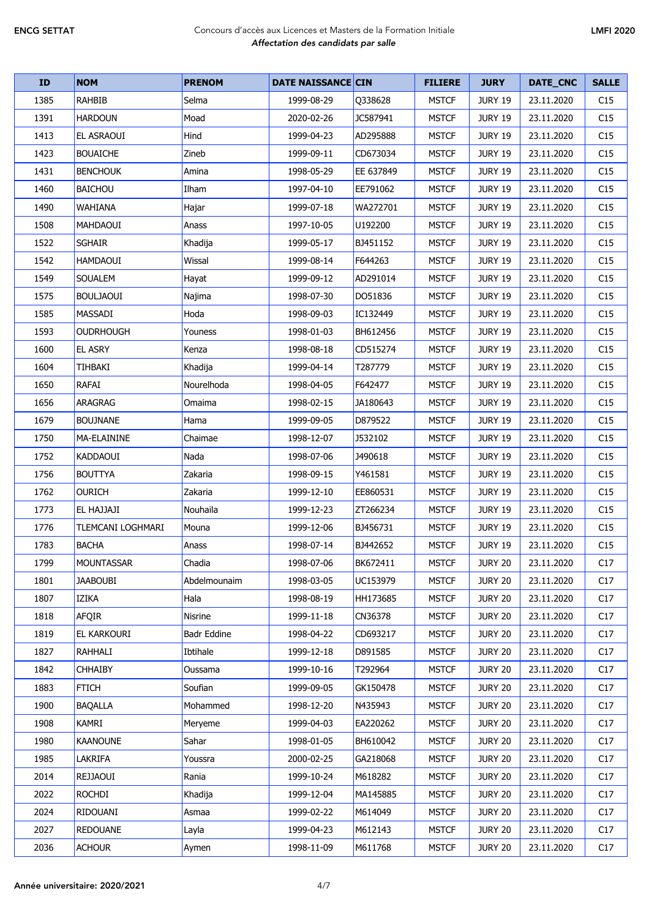| ID | NOM | PRENOM | DATE NAISSANCE | CIN | FILIERE | JURY | DATE_CNC | SALLE |
|---|---|---|---|---|---|---|---|---|
| 1385 | RAHBIB | Selma | 1999-08-29 | Q338628 | MSTCF | JURY 19 | 23.11.2020 | C15 |
| 1391 | HARDOUN | Moad | 2020-02-26 | JC587941 | MSTCF | JURY 19 | 23.11.2020 | C15 |
| 1413 | EL ASRAOUI | Hind | 1999-04-23 | AD295888 | MSTCF | JURY 19 | 23.11.2020 | C15 |
| 1423 | BOUAICHE | Zineb | 1999-09-11 | CD673034 | MSTCF | JURY 19 | 23.11.2020 | C15 |
| 1431 | BENCHOUK | Amina | 1998-05-29 | EE 637849 | MSTCF | JURY 19 | 23.11.2020 | C15 |
| 1460 | BAICHOU | Ilham | 1997-04-10 | EE791062 | MSTCF | JURY 19 | 23.11.2020 | C15 |
| 1490 | WAHIANA | Hajar | 1999-07-18 | WA272701 | MSTCF | JURY 19 | 23.11.2020 | C15 |
| 1508 | MAHDAOUI | Anass | 1997-10-05 | U192200 | MSTCF | JURY 19 | 23.11.2020 | C15 |
| 1522 | SGHAIR | Khadija | 1999-05-17 | BJ451152 | MSTCF | JURY 19 | 23.11.2020 | C15 |
| 1542 | HAMDAOUI | Wissal | 1999-08-14 | F644263 | MSTCF | JURY 19 | 23.11.2020 | C15 |
| 1549 | SOUALEM | Hayat | 1999-09-12 | AD291014 | MSTCF | JURY 19 | 23.11.2020 | C15 |
| 1575 | BOULJAOUI | Najima | 1998-07-30 | DO51836 | MSTCF | JURY 19 | 23.11.2020 | C15 |
| 1585 | MASSADI | Hoda | 1998-09-03 | IC132449 | MSTCF | JURY 19 | 23.11.2020 | C15 |
| 1593 | OUDRHOUGH | Youness | 1998-01-03 | BH612456 | MSTCF | JURY 19 | 23.11.2020 | C15 |
| 1600 | EL ASRY | Kenza | 1998-08-18 | CD515274 | MSTCF | JURY 19 | 23.11.2020 | C15 |
| 1604 | TIHBAKI | Khadija | 1999-04-14 | T287779 | MSTCF | JURY 19 | 23.11.2020 | C15 |
| 1650 | RAFAI | Nourelhoda | 1998-04-05 | F642477 | MSTCF | JURY 19 | 23.11.2020 | C15 |
| 1656 | ARAGRAG | Omaima | 1998-02-15 | JA180643 | MSTCF | JURY 19 | 23.11.2020 | C15 |
| 1679 | BOUJNANE | Hama | 1999-09-05 | D879522 | MSTCF | JURY 19 | 23.11.2020 | C15 |
| 1750 | MA-ELAININE | Chaimae | 1998-12-07 | J532102 | MSTCF | JURY 19 | 23.11.2020 | C15 |
| 1752 | KADDAOUI | Nada | 1998-07-06 | J490618 | MSTCF | JURY 19 | 23.11.2020 | C15 |
| 1756 | BOUTTYA | Zakaria | 1998-09-15 | Y461581 | MSTCF | JURY 19 | 23.11.2020 | C15 |
| 1762 | OURICH | Zakaria | 1999-12-10 | EE860531 | MSTCF | JURY 19 | 23.11.2020 | C15 |
| 1773 | EL HAJJAJI | Nouhaila | 1999-12-23 | ZT266234 | MSTCF | JURY 19 | 23.11.2020 | C15 |
| 1776 | TLEMCANI LOGHMARI | Mouna | 1999-12-06 | BJ456731 | MSTCF | JURY 19 | 23.11.2020 | C15 |
| 1783 | BACHA | Anass | 1998-07-14 | BJ442652 | MSTCF | JURY 19 | 23.11.2020 | C15 |
| 1799 | MOUNTASSAR | Chadia | 1998-07-06 | BK672411 | MSTCF | JURY 20 | 23.11.2020 | C17 |
| 1801 | JAABOUBI | Abdelmounaim | 1998-03-05 | UC153979 | MSTCF | JURY 20 | 23.11.2020 | C17 |
| 1807 | IZIKA | Hala | 1998-08-19 | HH173685 | MSTCF | JURY 20 | 23.11.2020 | C17 |
| 1818 | AFQIR | Nisrine | 1999-11-18 | CN36378 | MSTCF | JURY 20 | 23.11.2020 | C17 |
| 1819 | EL KARKOURI | Badr Eddine | 1998-04-22 | CD693217 | MSTCF | JURY 20 | 23.11.2020 | C17 |
| 1827 | RAHHALI | Ibtihale | 1999-12-18 | D891585 | MSTCF | JURY 20 | 23.11.2020 | C17 |
| 1842 | CHHAIBY | Oussama | 1999-10-16 | T292964 | MSTCF | JURY 20 | 23.11.2020 | C17 |
| 1883 | FTICH | Soufian | 1999-09-05 | GK150478 | MSTCF | JURY 20 | 23.11.2020 | C17 |
| 1900 | BAQALLA | Mohammed | 1998-12-20 | N435943 | MSTCF | JURY 20 | 23.11.2020 | C17 |
| 1908 | KAMRI | Meryeme | 1999-04-03 | EA220262 | MSTCF | JURY 20 | 23.11.2020 | C17 |
| 1980 | KAANOUNE | Sahar | 1998-01-05 | BH610042 | MSTCF | JURY 20 | 23.11.2020 | C17 |
| 1985 | LAKRIFA | Youssra | 2000-02-25 | GA218068 | MSTCF | JURY 20 | 23.11.2020 | C17 |
| 2014 | REJJAOUI | Rania | 1999-10-24 | M618282 | MSTCF | JURY 20 | 23.11.2020 | C17 |
| 2022 | ROCHDI | Khadija | 1999-12-04 | MA145885 | MSTCF | JURY 20 | 23.11.2020 | C17 |
| 2024 | RIDOUANI | Asmaa | 1999-02-22 | M614049 | MSTCF | JURY 20 | 23.11.2020 | C17 |
| 2027 | REDOUANE | Layla | 1999-04-23 | M612143 | MSTCF | JURY 20 | 23.11.2020 | C17 |
| 2036 | ACHOUR | Aymen | 1998-11-09 | M611768 | MSTCF | JURY 20 | 23.11.2020 | C17 |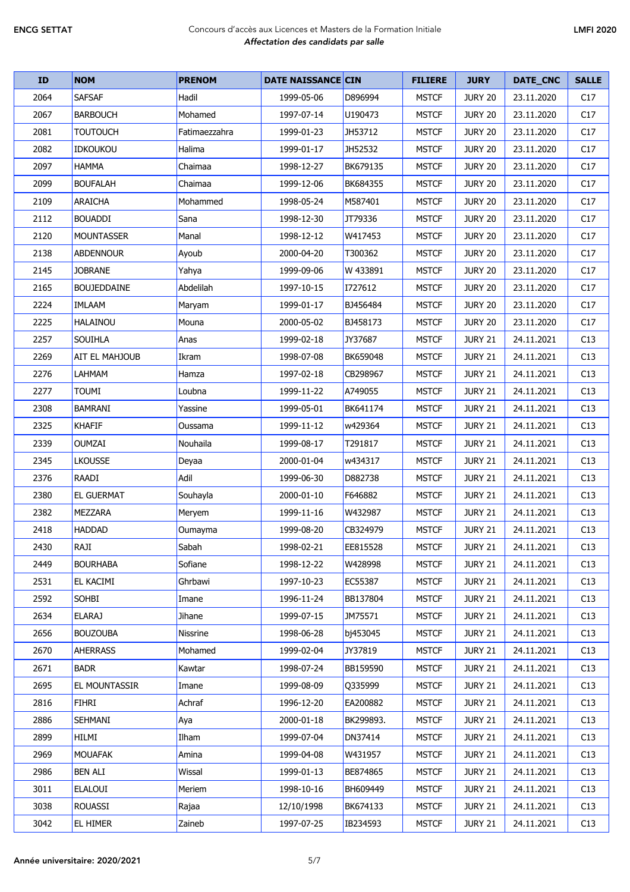| ID | NOM | PRENOM | DATE NAISSANCE | CIN | FILIERE | JURY | DATE_CNC | SALLE |
|---|---|---|---|---|---|---|---|---|
| 2064 | SAFSAF | Hadil | 1999-05-06 | D896994 | MSTCF | JURY 20 | 23.11.2020 | C17 |
| 2067 | BARBOUCH | Mohamed | 1997-07-14 | U190473 | MSTCF | JURY 20 | 23.11.2020 | C17 |
| 2081 | TOUTOUCH | Fatimaezzahra | 1999-01-23 | JH53712 | MSTCF | JURY 20 | 23.11.2020 | C17 |
| 2082 | IDKOUKOU | Halima | 1999-01-17 | JH52532 | MSTCF | JURY 20 | 23.11.2020 | C17 |
| 2097 | HAMMA | Chaimaa | 1998-12-27 | BK679135 | MSTCF | JURY 20 | 23.11.2020 | C17 |
| 2099 | BOUFALAH | Chaimaa | 1999-12-06 | BK684355 | MSTCF | JURY 20 | 23.11.2020 | C17 |
| 2109 | ARAICHA | Mohammed | 1998-05-24 | M587401 | MSTCF | JURY 20 | 23.11.2020 | C17 |
| 2112 | BOUADDI | Sana | 1998-12-30 | JT79336 | MSTCF | JURY 20 | 23.11.2020 | C17 |
| 2120 | MOUNTASSER | Manal | 1998-12-12 | W417453 | MSTCF | JURY 20 | 23.11.2020 | C17 |
| 2138 | ABDENNOUR | Ayoub | 2000-04-20 | T300362 | MSTCF | JURY 20 | 23.11.2020 | C17 |
| 2145 | JOBRANE | Yahya | 1999-09-06 | W 433891 | MSTCF | JURY 20 | 23.11.2020 | C17 |
| 2165 | BOUJEDDAINE | Abdelilah | 1997-10-15 | I727612 | MSTCF | JURY 20 | 23.11.2020 | C17 |
| 2224 | IMLAAM | Maryam | 1999-01-17 | BJ456484 | MSTCF | JURY 20 | 23.11.2020 | C17 |
| 2225 | HALAINOU | Mouna | 2000-05-02 | BJ458173 | MSTCF | JURY 20 | 23.11.2020 | C17 |
| 2257 | SOUIHLA | Anas | 1999-02-18 | JY37687 | MSTCF | JURY 21 | 24.11.2021 | C13 |
| 2269 | AIT EL MAHJOUB | Ikram | 1998-07-08 | BK659048 | MSTCF | JURY 21 | 24.11.2021 | C13 |
| 2276 | LAHMAM | Hamza | 1997-02-18 | CB298967 | MSTCF | JURY 21 | 24.11.2021 | C13 |
| 2277 | TOUMI | Loubna | 1999-11-22 | A749055 | MSTCF | JURY 21 | 24.11.2021 | C13 |
| 2308 | BAMRANI | Yassine | 1999-05-01 | BK641174 | MSTCF | JURY 21 | 24.11.2021 | C13 |
| 2325 | KHAFIF | Oussama | 1999-11-12 | w429364 | MSTCF | JURY 21 | 24.11.2021 | C13 |
| 2339 | OUMZAI | Nouhaila | 1999-08-17 | T291817 | MSTCF | JURY 21 | 24.11.2021 | C13 |
| 2345 | LKOUSSE | Deyaa | 2000-01-04 | w434317 | MSTCF | JURY 21 | 24.11.2021 | C13 |
| 2376 | RAADI | Adil | 1999-06-30 | D882738 | MSTCF | JURY 21 | 24.11.2021 | C13 |
| 2380 | EL GUERMAT | Souhayla | 2000-01-10 | F646882 | MSTCF | JURY 21 | 24.11.2021 | C13 |
| 2382 | MEZZARA | Meryem | 1999-11-16 | W432987 | MSTCF | JURY 21 | 24.11.2021 | C13 |
| 2418 | HADDAD | Oumayma | 1999-08-20 | CB324979 | MSTCF | JURY 21 | 24.11.2021 | C13 |
| 2430 | RAJI | Sabah | 1998-02-21 | EE815528 | MSTCF | JURY 21 | 24.11.2021 | C13 |
| 2449 | BOURHABA | Sofiane | 1998-12-22 | W428998 | MSTCF | JURY 21 | 24.11.2021 | C13 |
| 2531 | EL KACIMI | Ghrbawi | 1997-10-23 | EC55387 | MSTCF | JURY 21 | 24.11.2021 | C13 |
| 2592 | SOHBI | Imane | 1996-11-24 | BB137804 | MSTCF | JURY 21 | 24.11.2021 | C13 |
| 2634 | ELARAJ | Jihane | 1999-07-15 | JM75571 | MSTCF | JURY 21 | 24.11.2021 | C13 |
| 2656 | BOUZOUBA | Nissrine | 1998-06-28 | bj453045 | MSTCF | JURY 21 | 24.11.2021 | C13 |
| 2670 | AHERRASS | Mohamed | 1999-02-04 | JY37819 | MSTCF | JURY 21 | 24.11.2021 | C13 |
| 2671 | BADR | Kawtar | 1998-07-24 | BB159590 | MSTCF | JURY 21 | 24.11.2021 | C13 |
| 2695 | EL MOUNTASSIR | Imane | 1999-08-09 | Q335999 | MSTCF | JURY 21 | 24.11.2021 | C13 |
| 2816 | FIHRI | Achraf | 1996-12-20 | EA200882 | MSTCF | JURY 21 | 24.11.2021 | C13 |
| 2886 | SEHMANI | Aya | 2000-01-18 | BK299893. | MSTCF | JURY 21 | 24.11.2021 | C13 |
| 2899 | HILMI | Ilham | 1999-07-04 | DN37414 | MSTCF | JURY 21 | 24.11.2021 | C13 |
| 2969 | MOUAFAK | Amina | 1999-04-08 | W431957 | MSTCF | JURY 21 | 24.11.2021 | C13 |
| 2986 | BEN ALI | Wissal | 1999-01-13 | BE874865 | MSTCF | JURY 21 | 24.11.2021 | C13 |
| 3011 | ELALOUI | Meriem | 1998-10-16 | BH609449 | MSTCF | JURY 21 | 24.11.2021 | C13 |
| 3038 | ROUASSI | Rajaa | 12/10/1998 | BK674133 | MSTCF | JURY 21 | 24.11.2021 | C13 |
| 3042 | EL HIMER | Zaineb | 1997-07-25 | IB234593 | MSTCF | JURY 21 | 24.11.2021 | C13 |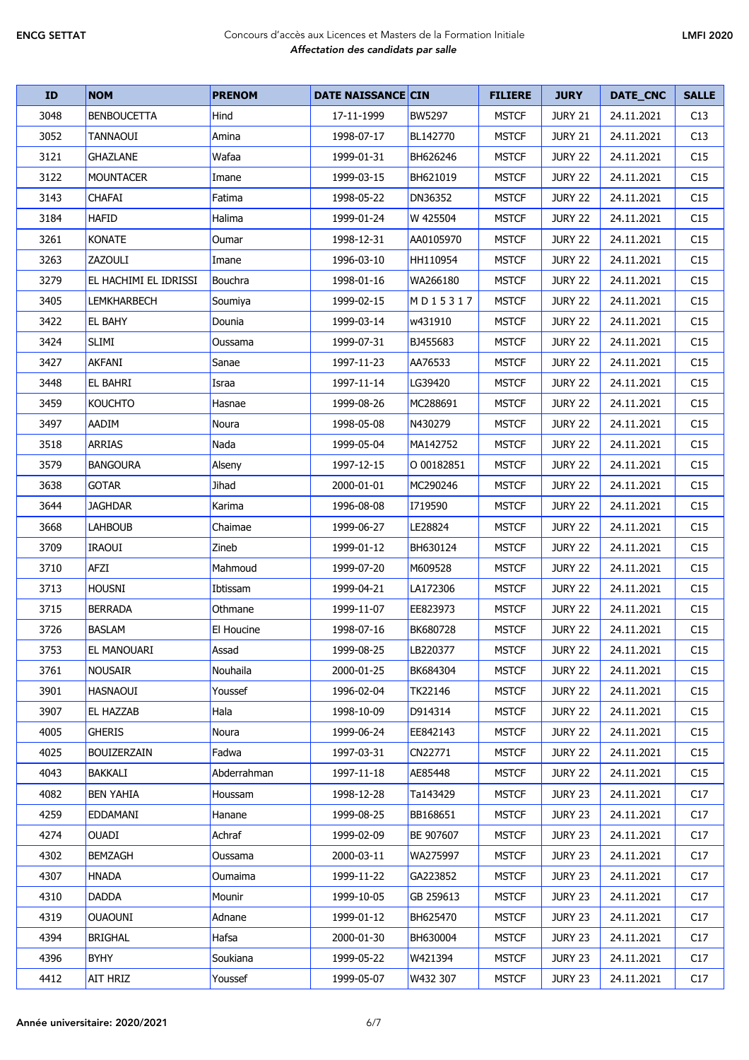| ID | NOM | PRENOM | DATE NAISSANCE | CIN | FILIERE | JURY | DATE_CNC | SALLE |
|---|---|---|---|---|---|---|---|---|
| 3048 | BENBOUCETTA | Hind | 17-11-1999 | BW5297 | MSTCF | JURY 21 | 24.11.2021 | C13 |
| 3052 | TANNAOUI | Amina | 1998-07-17 | BL142770 | MSTCF | JURY 21 | 24.11.2021 | C13 |
| 3121 | GHAZLANE | Wafaa | 1999-01-31 | BH626246 | MSTCF | JURY 22 | 24.11.2021 | C15 |
| 3122 | MOUNTACER | Imane | 1999-03-15 | BH621019 | MSTCF | JURY 22 | 24.11.2021 | C15 |
| 3143 | CHAFAI | Fatima | 1998-05-22 | DN36352 | MSTCF | JURY 22 | 24.11.2021 | C15 |
| 3184 | HAFID | Halima | 1999-01-24 | W 425504 | MSTCF | JURY 22 | 24.11.2021 | C15 |
| 3261 | KONATE | Oumar | 1998-12-31 | AA0105970 | MSTCF | JURY 22 | 24.11.2021 | C15 |
| 3263 | ZAZOULI | Imane | 1996-03-10 | HH110954 | MSTCF | JURY 22 | 24.11.2021 | C15 |
| 3279 | EL HACHIMI EL IDRISSI | Bouchra | 1998-01-16 | WA266180 | MSTCF | JURY 22 | 24.11.2021 | C15 |
| 3405 | LEMKHARBECH | Soumiya | 1999-02-15 | M D 1 5 3 1 7 | MSTCF | JURY 22 | 24.11.2021 | C15 |
| 3422 | EL BAHY | Dounia | 1999-03-14 | w431910 | MSTCF | JURY 22 | 24.11.2021 | C15 |
| 3424 | SLIMI | Oussama | 1999-07-31 | BJ455683 | MSTCF | JURY 22 | 24.11.2021 | C15 |
| 3427 | AKFANI | Sanae | 1997-11-23 | AA76533 | MSTCF | JURY 22 | 24.11.2021 | C15 |
| 3448 | EL BAHRI | Israa | 1997-11-14 | LG39420 | MSTCF | JURY 22 | 24.11.2021 | C15 |
| 3459 | KOUCHTO | Hasnae | 1999-08-26 | MC288691 | MSTCF | JURY 22 | 24.11.2021 | C15 |
| 3497 | AADIM | Noura | 1998-05-08 | N430279 | MSTCF | JURY 22 | 24.11.2021 | C15 |
| 3518 | ARRIAS | Nada | 1999-05-04 | MA142752 | MSTCF | JURY 22 | 24.11.2021 | C15 |
| 3579 | BANGOURA | Alseny | 1997-12-15 | O 00182851 | MSTCF | JURY 22 | 24.11.2021 | C15 |
| 3638 | GOTAR | Jihad | 2000-01-01 | MC290246 | MSTCF | JURY 22 | 24.11.2021 | C15 |
| 3644 | JAGHDAR | Karima | 1996-08-08 | I719590 | MSTCF | JURY 22 | 24.11.2021 | C15 |
| 3668 | LAHBOUB | Chaimae | 1999-06-27 | LE28824 | MSTCF | JURY 22 | 24.11.2021 | C15 |
| 3709 | IRAOUI | Zineb | 1999-01-12 | BH630124 | MSTCF | JURY 22 | 24.11.2021 | C15 |
| 3710 | AFZI | Mahmoud | 1999-07-20 | M609528 | MSTCF | JURY 22 | 24.11.2021 | C15 |
| 3713 | HOUSNI | Ibtissam | 1999-04-21 | LA172306 | MSTCF | JURY 22 | 24.11.2021 | C15 |
| 3715 | BERRADA | Othmane | 1999-11-07 | EE823973 | MSTCF | JURY 22 | 24.11.2021 | C15 |
| 3726 | BASLAM | El Houcine | 1998-07-16 | BK680728 | MSTCF | JURY 22 | 24.11.2021 | C15 |
| 3753 | EL MANOUARI | Assad | 1999-08-25 | LB220377 | MSTCF | JURY 22 | 24.11.2021 | C15 |
| 3761 | NOUSAIR | Nouhaila | 2000-01-25 | BK684304 | MSTCF | JURY 22 | 24.11.2021 | C15 |
| 3901 | HASNAOUI | Youssef | 1996-02-04 | TK22146 | MSTCF | JURY 22 | 24.11.2021 | C15 |
| 3907 | EL HAZZAB | Hala | 1998-10-09 | D914314 | MSTCF | JURY 22 | 24.11.2021 | C15 |
| 4005 | GHERIS | Noura | 1999-06-24 | EE842143 | MSTCF | JURY 22 | 24.11.2021 | C15 |
| 4025 | BOUIZERZAIN | Fadwa | 1997-03-31 | CN22771 | MSTCF | JURY 22 | 24.11.2021 | C15 |
| 4043 | BAKKALI | Abderrahman | 1997-11-18 | AE85448 | MSTCF | JURY 22 | 24.11.2021 | C15 |
| 4082 | BEN YAHIA | Houssam | 1998-12-28 | Ta143429 | MSTCF | JURY 23 | 24.11.2021 | C17 |
| 4259 | EDDAMANI | Hanane | 1999-08-25 | BB168651 | MSTCF | JURY 23 | 24.11.2021 | C17 |
| 4274 | OUADI | Achraf | 1999-02-09 | BE 907607 | MSTCF | JURY 23 | 24.11.2021 | C17 |
| 4302 | BEMZAGH | Oussama | 2000-03-11 | WA275997 | MSTCF | JURY 23 | 24.11.2021 | C17 |
| 4307 | HNADA | Oumaima | 1999-11-22 | GA223852 | MSTCF | JURY 23 | 24.11.2021 | C17 |
| 4310 | DADDA | Mounir | 1999-10-05 | GB 259613 | MSTCF | JURY 23 | 24.11.2021 | C17 |
| 4319 | OUAOUNI | Adnane | 1999-01-12 | BH625470 | MSTCF | JURY 23 | 24.11.2021 | C17 |
| 4394 | BRIGHAL | Hafsa | 2000-01-30 | BH630004 | MSTCF | JURY 23 | 24.11.2021 | C17 |
| 4396 | BYHY | Soukiana | 1999-05-22 | W421394 | MSTCF | JURY 23 | 24.11.2021 | C17 |
| 4412 | AIT HRIZ | Youssef | 1999-05-07 | W432 307 | MSTCF | JURY 23 | 24.11.2021 | C17 |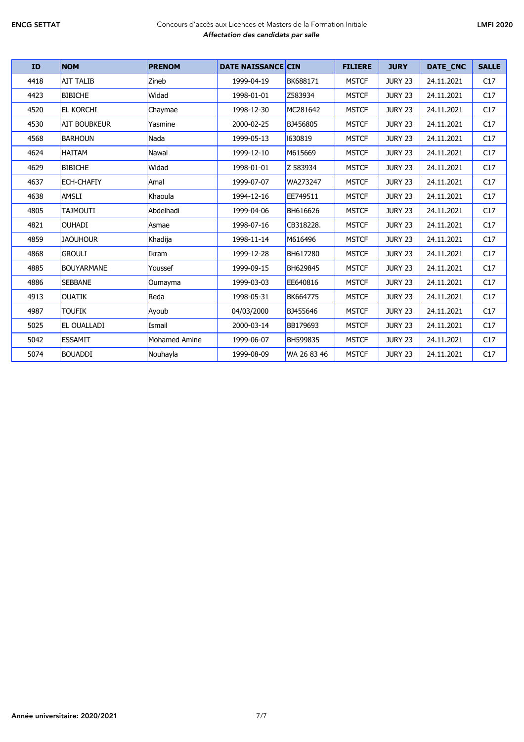| ID | NOM | PRENOM | DATE NAISSANCE | CIN | FILIERE | JURY | DATE_CNC | SALLE |
|---|---|---|---|---|---|---|---|---|
| 4418 | AIT TALIB | Zineb | 1999-04-19 | BK688171 | MSTCF | JURY 23 | 24.11.2021 | C17 |
| 4423 | BIBICHE | Widad | 1998-01-01 | Z583934 | MSTCF | JURY 23 | 24.11.2021 | C17 |
| 4520 | EL KORCHI | Chaymae | 1998-12-30 | MC281642 | MSTCF | JURY 23 | 24.11.2021 | C17 |
| 4530 | AIT BOUBKEUR | Yasmine | 2000-02-25 | BJ456805 | MSTCF | JURY 23 | 24.11.2021 | C17 |
| 4568 | BARHOUN | Nada | 1999-05-13 | I630819 | MSTCF | JURY 23 | 24.11.2021 | C17 |
| 4624 | HAITAM | Nawal | 1999-12-10 | M615669 | MSTCF | JURY 23 | 24.11.2021 | C17 |
| 4629 | BIBICHE | Widad | 1998-01-01 | Z 583934 | MSTCF | JURY 23 | 24.11.2021 | C17 |
| 4637 | ECH-CHAFIY | Amal | 1999-07-07 | WA273247 | MSTCF | JURY 23 | 24.11.2021 | C17 |
| 4638 | AMSLI | Khaoula | 1994-12-16 | EE749511 | MSTCF | JURY 23 | 24.11.2021 | C17 |
| 4805 | TAJMOUTI | Abdelhadi | 1999-04-06 | BH616626 | MSTCF | JURY 23 | 24.11.2021 | C17 |
| 4821 | OUHADI | Asmae | 1998-07-16 | CB318228. | MSTCF | JURY 23 | 24.11.2021 | C17 |
| 4859 | JAOUHOUR | Khadija | 1998-11-14 | M616496 | MSTCF | JURY 23 | 24.11.2021 | C17 |
| 4868 | GROULI | Ikram | 1999-12-28 | BH617280 | MSTCF | JURY 23 | 24.11.2021 | C17 |
| 4885 | BOUYARMANE | Youssef | 1999-09-15 | BH629845 | MSTCF | JURY 23 | 24.11.2021 | C17 |
| 4886 | SEBBANE | Oumayma | 1999-03-03 | EE640816 | MSTCF | JURY 23 | 24.11.2021 | C17 |
| 4913 | OUATIK | Reda | 1998-05-31 | BK664775 | MSTCF | JURY 23 | 24.11.2021 | C17 |
| 4987 | TOUFIK | Ayoub | 04/03/2000 | BJ455646 | MSTCF | JURY 23 | 24.11.2021 | C17 |
| 5025 | EL OUALLADI | Ismail | 2000-03-14 | BB179693 | MSTCF | JURY 23 | 24.11.2021 | C17 |
| 5042 | ESSAMIT | Mohamed Amine | 1999-06-07 | BH599835 | MSTCF | JURY 23 | 24.11.2021 | C17 |
| 5074 | BOUADDI | Nouhayla | 1999-08-09 | WA 26 83 46 | MSTCF | JURY 23 | 24.11.2021 | C17 |